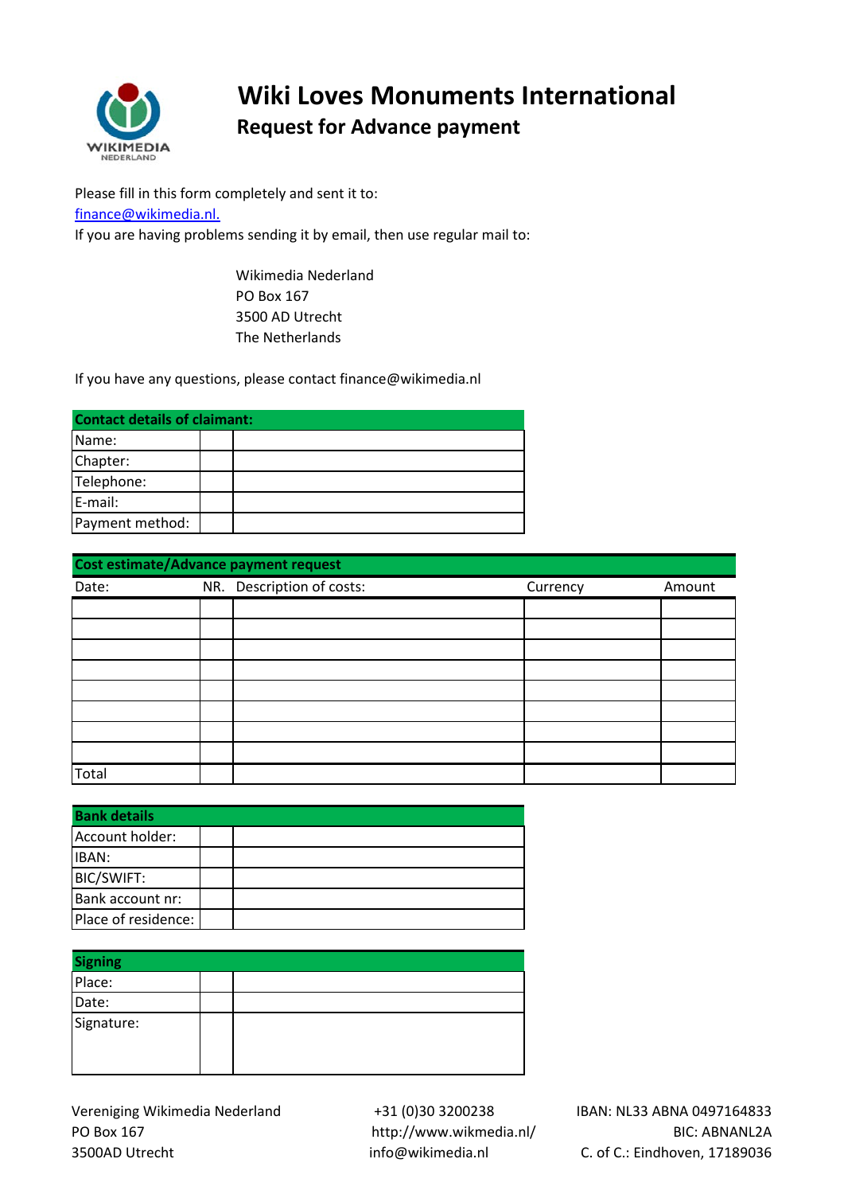# Wiki Loves Monuments International

## Request for Advance payment

Please fill in this form completely and sent it to:
finance@wikimedia.nl.
If you are having problems sending it by email, then use regular mail to:

Wikimedia Nederland
PO Box 167
3500 AD Utrecht
The Netherlands

If you have any questions, please contact finance@wikimedia.nl

| **Contact details of claimant:** | | |
|---|---|---|
| Name: | | |
| Chapter: | | |
| Telephone: | | |
| E-mail: | | |
| Payment method: | | |

| **Cost estimate/Advance payment request** | | | | |
|---|---|---|---|---|
| Date: | NR. | Description of costs: | Currency | Amount |
| | | | | |
| | | | | |
| | | | | |
| | | | | |
| | | | | |
| | | | | |
| | | | | |
| | | | | |
| Total | | | | |

| **Bank details** | | |
|---|---|---|
| Account holder: | | |
| IBAN: | | |
| BIC/SWIFT: | | |
| Bank account nr: | | |
| Place of residence: | | |

| **Signing** | | |
|---|---|---|
| Place: | | |
| Date: | | |
| Signature: | | |

Vereniging Wikimedia Nederland
PO Box 167
3500AD Utrecht

+31 (0)30 3200238
http://www.wikmedia.nl/
info@wikimedia.nl

IBAN: NL33 ABNA 0497164833
BIC: ABNANL2A
C. of C.: Eindhoven, 17189036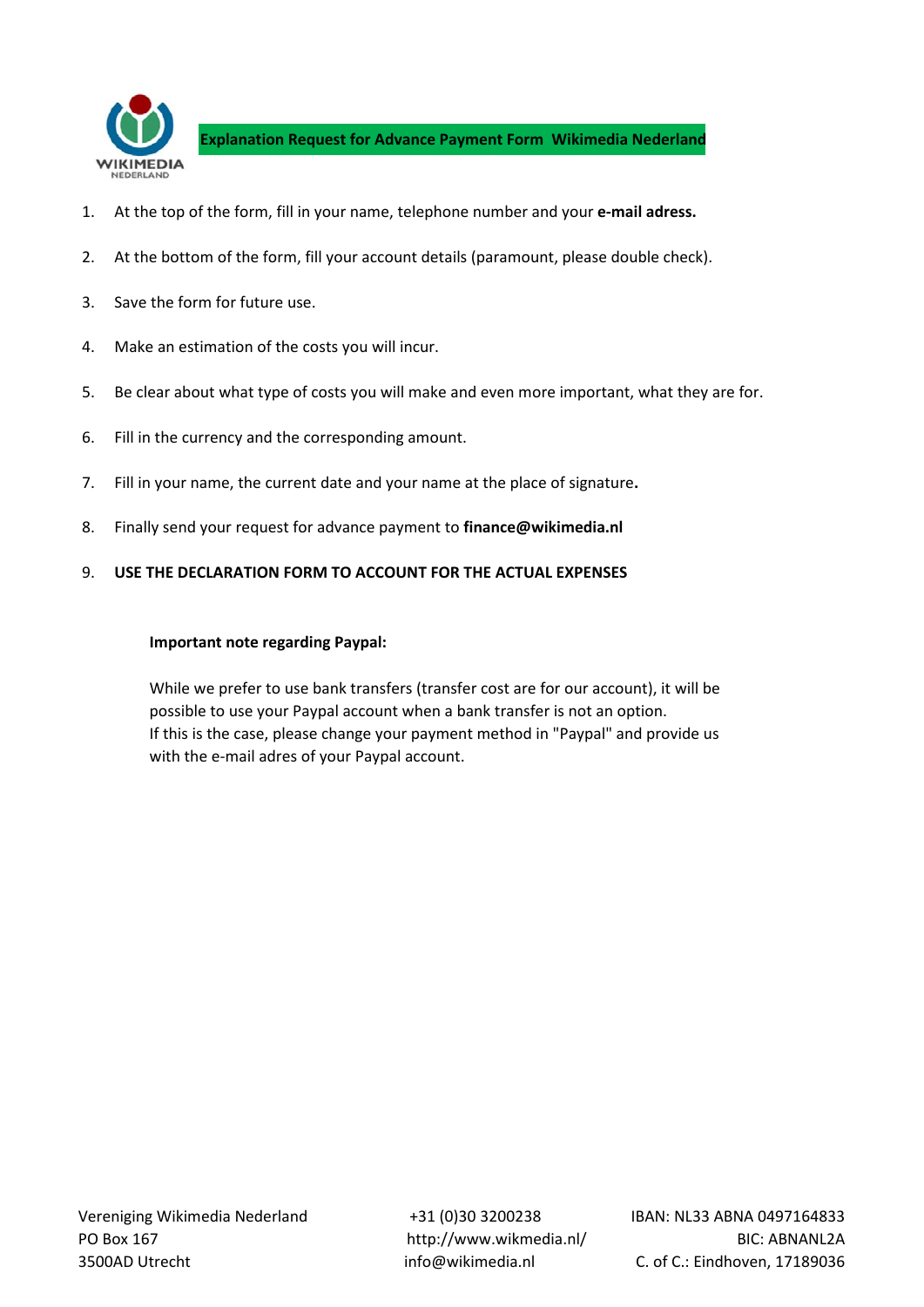## Explanation Request for Advance Payment Form Wikimedia Nederland

1. At the top of the form, fill in your name, telephone number and your **e-mail adress.**
2. At the bottom of the form, fill your account details (paramount, please double check).
3. Save the form for future use.
4. Make an estimation of the costs you will incur.
5. Be clear about what type of costs you will make and even more important, what they are for.
6. Fill in the currency and the corresponding amount.
7. Fill in your name, the current date and your name at the place of signature**.**
8. Finally send your request for advance payment to **finance@wikimedia.nl**
9. **USE THE DECLARATION FORM TO ACCOUNT FOR THE ACTUAL EXPENSES**

**Important note regarding Paypal:**

While we prefer to use bank transfers (transfer cost are for our account), it will be possible to use your Paypal account when a bank transfer is not an option.
If this is the case, please change your payment method in "Paypal" and provide us with the e-mail adres of your Paypal account.

Vereniging Wikimedia Nederland
PO Box 167
3500AD Utrecht

+31 (0)30 3200238
http://www.wikmedia.nl/
info@wikimedia.nl

IBAN: NL33 ABNA 0497164833
BIC: ABNANL2A
C. of C.: Eindhoven, 17189036